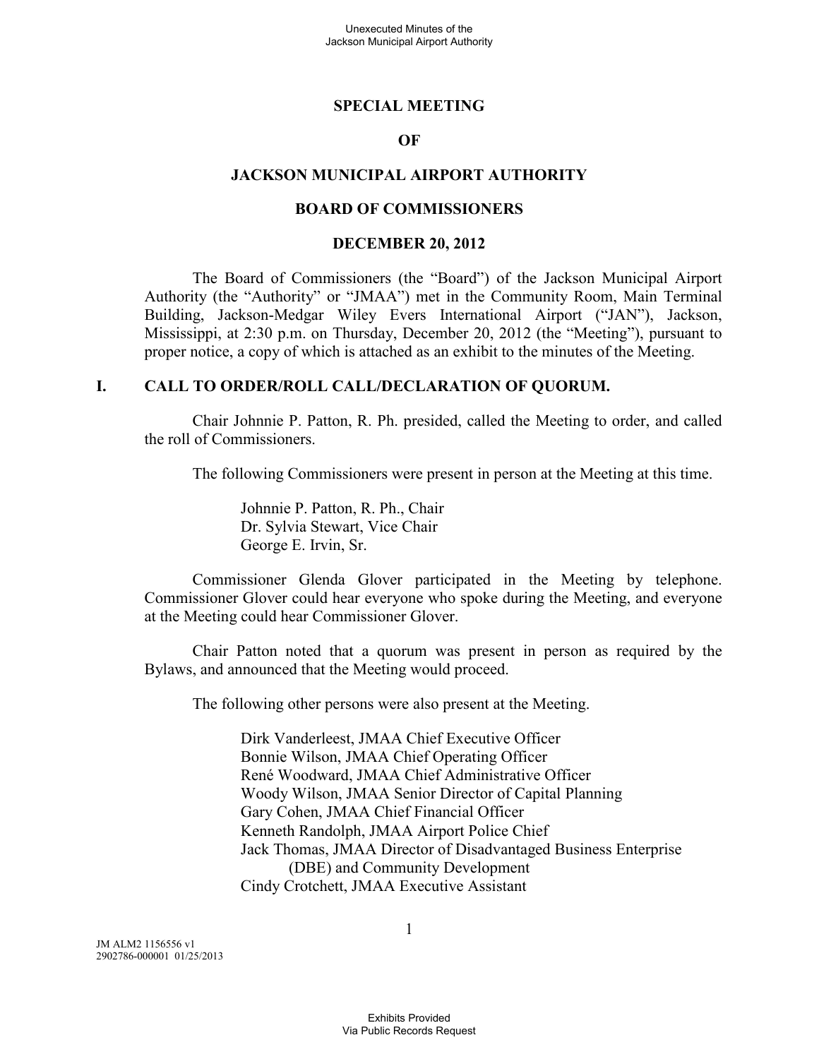# SPECIAL MEETING

# OF

# JACKSON MUNICIPAL AIRPORT AUTHORITY

# BOARD OF COMMISSIONERS

# DECEMBER 20, 2012

The Board of Commissioners (the "Board") of the Jackson Municipal Airport Authority (the "Authority" or "JMAA") met in the Community Room, Main Terminal Building, Jackson-Medgar Wiley Evers International Airport ("JAN"), Jackson, Mississippi, at 2:30 p.m. on Thursday, December 20, 2012 (the "Meeting"), pursuant to proper notice, a copy of which is attached as an exhibit to the minutes of the Meeting.

## I. CALL TO ORDER/ROLL CALL/DECLARATION OF QUORUM.

Chair Johnnie P. Patton, R. Ph. presided, called the Meeting to order, and called the roll of Commissioners.

The following Commissioners were present in person at the Meeting at this time.

Johnnie P. Patton, R. Ph., Chair
Dr. Sylvia Stewart, Vice Chair
George E. Irvin, Sr.

Commissioner Glenda Glover participated in the Meeting by telephone. Commissioner Glover could hear everyone who spoke during the Meeting, and everyone at the Meeting could hear Commissioner Glover.

Chair Patton noted that a quorum was present in person as required by the Bylaws, and announced that the Meeting would proceed.

The following other persons were also present at the Meeting.

Dirk Vanderleest, JMAA Chief Executive Officer
Bonnie Wilson, JMAA Chief Operating Officer
René Woodward, JMAA Chief Administrative Officer
Woody Wilson, JMAA Senior Director of Capital Planning
Gary Cohen, JMAA Chief Financial Officer
Kenneth Randolph, JMAA Airport Police Chief
Jack Thomas, JMAA Director of Disadvantaged Business Enterprise (DBE) and Community Development
Cindy Crotchett, JMAA Executive Assistant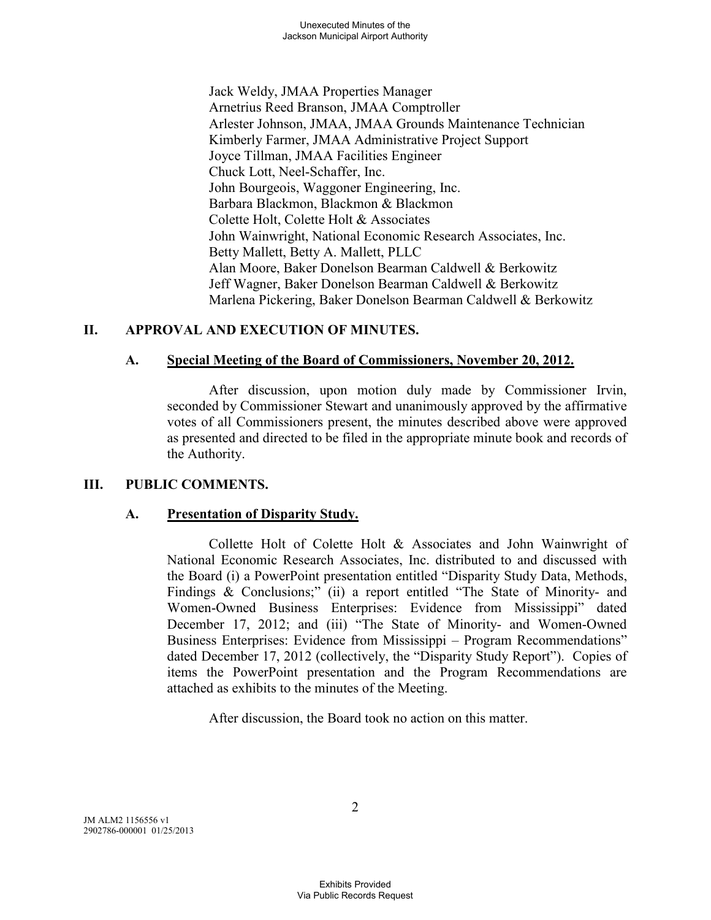Jack Weldy, JMAA Properties Manager
Arnetrius Reed Branson, JMAA Comptroller
Arlester Johnson, JMAA, JMAA Grounds Maintenance Technician
Kimberly Farmer, JMAA Administrative Project Support
Joyce Tillman, JMAA Facilities Engineer
Chuck Lott, Neel-Schaffer, Inc.
John Bourgeois, Waggoner Engineering, Inc.
Barbara Blackmon, Blackmon & Blackmon
Colette Holt, Colette Holt & Associates
John Wainwright, National Economic Research Associates, Inc.
Betty Mallett, Betty A. Mallett, PLLC
Alan Moore, Baker Donelson Bearman Caldwell & Berkowitz
Jeff Wagner, Baker Donelson Bearman Caldwell & Berkowitz
Marlena Pickering, Baker Donelson Bearman Caldwell & Berkowitz

## II. APPROVAL AND EXECUTION OF MINUTES.

### A. Special Meeting of the Board of Commissioners, November 20, 2012.

After discussion, upon motion duly made by Commissioner Irvin, seconded by Commissioner Stewart and unanimously approved by the affirmative votes of all Commissioners present, the minutes described above were approved as presented and directed to be filed in the appropriate minute book and records of the Authority.

## III. PUBLIC COMMENTS.

### A. Presentation of Disparity Study.

Collette Holt of Colette Holt & Associates and John Wainwright of National Economic Research Associates, Inc. distributed to and discussed with the Board (i) a PowerPoint presentation entitled "Disparity Study Data, Methods, Findings & Conclusions;" (ii) a report entitled "The State of Minority- and Women-Owned Business Enterprises: Evidence from Mississippi" dated December 17, 2012; and (iii) "The State of Minority- and Women-Owned Business Enterprises: Evidence from Mississippi – Program Recommendations" dated December 17, 2012 (collectively, the "Disparity Study Report"). Copies of items the PowerPoint presentation and the Program Recommendations are attached as exhibits to the minutes of the Meeting.

After discussion, the Board took no action on this matter.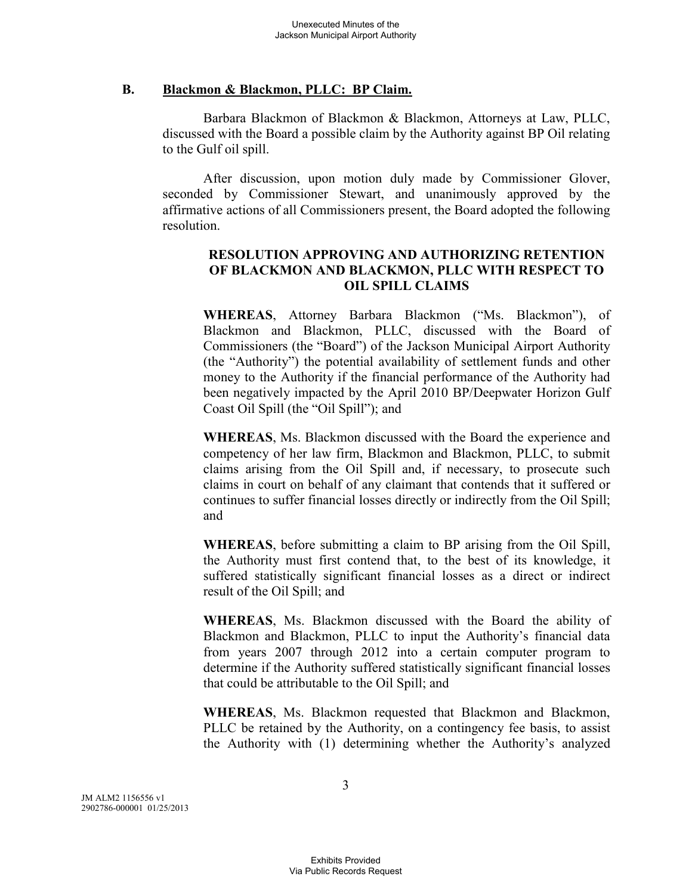## B. Blackmon & Blackmon, PLLC: BP Claim.

Barbara Blackmon of Blackmon & Blackmon, Attorneys at Law, PLLC, discussed with the Board a possible claim by the Authority against BP Oil relating to the Gulf oil spill.

After discussion, upon motion duly made by Commissioner Glover, seconded by Commissioner Stewart, and unanimously approved by the affirmative actions of all Commissioners present, the Board adopted the following resolution.

**RESOLUTION APPROVING AND AUTHORIZING RETENTION OF BLACKMON AND BLACKMON, PLLC WITH RESPECT TO OIL SPILL CLAIMS**

**WHEREAS**, Attorney Barbara Blackmon ("Ms. Blackmon"), of Blackmon and Blackmon, PLLC, discussed with the Board of Commissioners (the "Board") of the Jackson Municipal Airport Authority (the "Authority") the potential availability of settlement funds and other money to the Authority if the financial performance of the Authority had been negatively impacted by the April 2010 BP/Deepwater Horizon Gulf Coast Oil Spill (the "Oil Spill"); and

**WHEREAS**, Ms. Blackmon discussed with the Board the experience and competency of her law firm, Blackmon and Blackmon, PLLC, to submit claims arising from the Oil Spill and, if necessary, to prosecute such claims in court on behalf of any claimant that contends that it suffered or continues to suffer financial losses directly or indirectly from the Oil Spill; and

**WHEREAS**, before submitting a claim to BP arising from the Oil Spill, the Authority must first contend that, to the best of its knowledge, it suffered statistically significant financial losses as a direct or indirect result of the Oil Spill; and

**WHEREAS**, Ms. Blackmon discussed with the Board the ability of Blackmon and Blackmon, PLLC to input the Authority's financial data from years 2007 through 2012 into a certain computer program to determine if the Authority suffered statistically significant financial losses that could be attributable to the Oil Spill; and

**WHEREAS**, Ms. Blackmon requested that Blackmon and Blackmon, PLLC be retained by the Authority, on a contingency fee basis, to assist the Authority with (1) determining whether the Authority's analyzed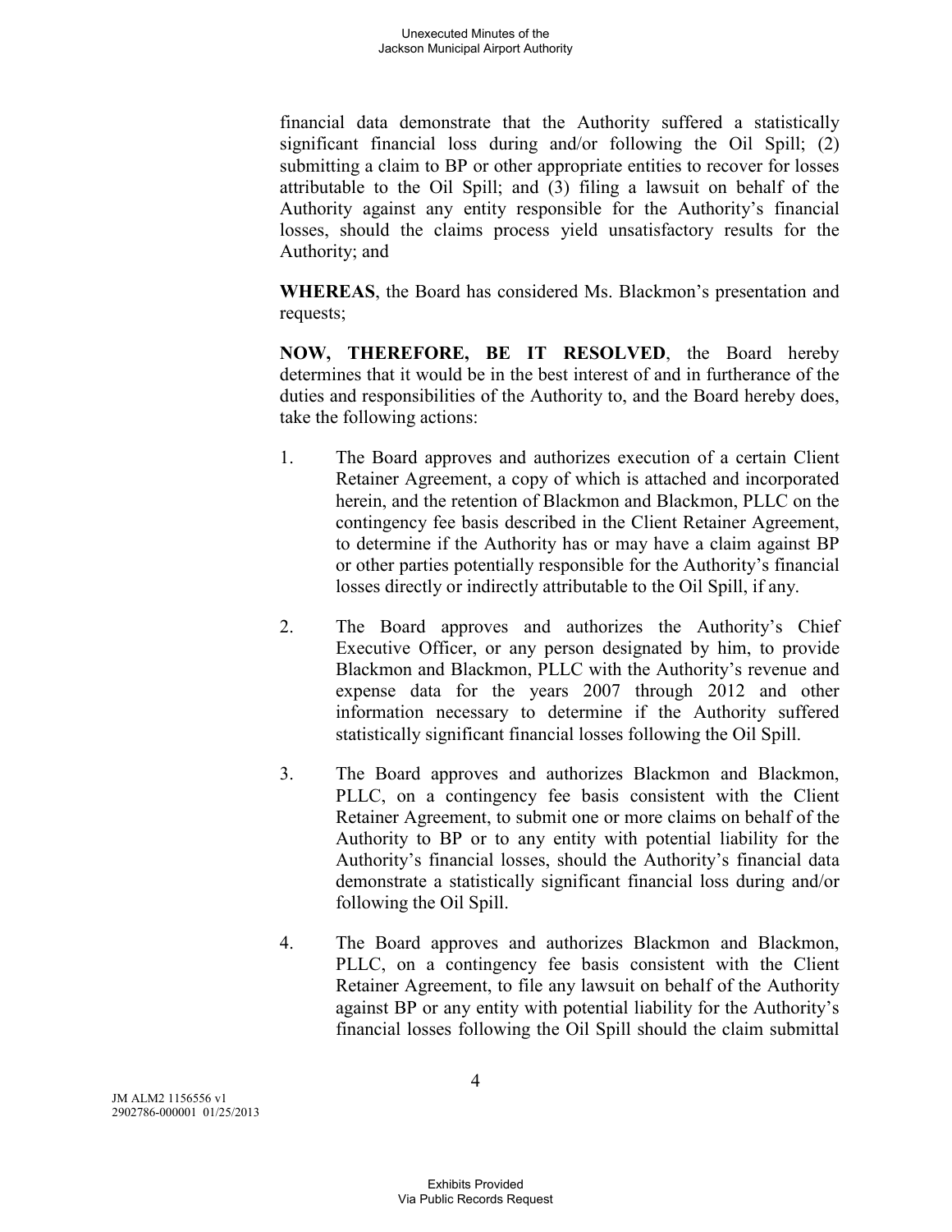financial data demonstrate that the Authority suffered a statistically significant financial loss during and/or following the Oil Spill; (2) submitting a claim to BP or other appropriate entities to recover for losses attributable to the Oil Spill; and (3) filing a lawsuit on behalf of the Authority against any entity responsible for the Authority's financial losses, should the claims process yield unsatisfactory results for the Authority; and

**WHEREAS**, the Board has considered Ms. Blackmon's presentation and requests;

**NOW, THEREFORE, BE IT RESOLVED**, the Board hereby determines that it would be in the best interest of and in furtherance of the duties and responsibilities of the Authority to, and the Board hereby does, take the following actions:

1. The Board approves and authorizes execution of a certain Client Retainer Agreement, a copy of which is attached and incorporated herein, and the retention of Blackmon and Blackmon, PLLC on the contingency fee basis described in the Client Retainer Agreement, to determine if the Authority has or may have a claim against BP or other parties potentially responsible for the Authority's financial losses directly or indirectly attributable to the Oil Spill, if any.

2. The Board approves and authorizes the Authority's Chief Executive Officer, or any person designated by him, to provide Blackmon and Blackmon, PLLC with the Authority's revenue and expense data for the years 2007 through 2012 and other information necessary to determine if the Authority suffered statistically significant financial losses following the Oil Spill.

3. The Board approves and authorizes Blackmon and Blackmon, PLLC, on a contingency fee basis consistent with the Client Retainer Agreement, to submit one or more claims on behalf of the Authority to BP or to any entity with potential liability for the Authority's financial losses, should the Authority's financial data demonstrate a statistically significant financial loss during and/or following the Oil Spill.

4. The Board approves and authorizes Blackmon and Blackmon, PLLC, on a contingency fee basis consistent with the Client Retainer Agreement, to file any lawsuit on behalf of the Authority against BP or any entity with potential liability for the Authority's financial losses following the Oil Spill should the claim submittal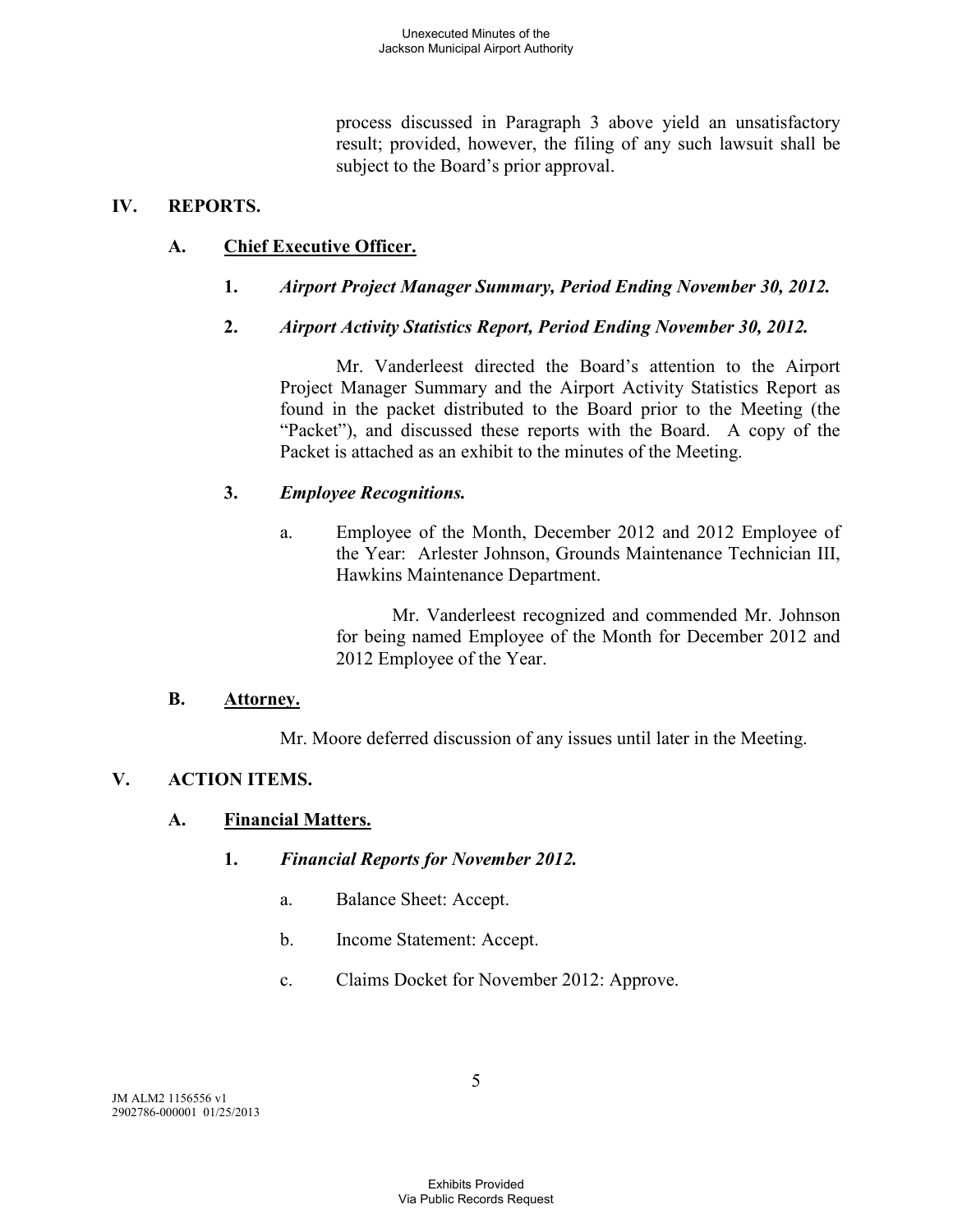process discussed in Paragraph 3 above yield an unsatisfactory result; provided, however, the filing of any such lawsuit shall be subject to the Board's prior approval.

## IV. REPORTS.

### A. Chief Executive Officer.

**1.** ***Airport Project Manager Summary, Period Ending November 30, 2012.***

**2.** ***Airport Activity Statistics Report, Period Ending November 30, 2012.***

Mr. Vanderleest directed the Board's attention to the Airport Project Manager Summary and the Airport Activity Statistics Report as found in the packet distributed to the Board prior to the Meeting (the "Packet"), and discussed these reports with the Board. A copy of the Packet is attached as an exhibit to the minutes of the Meeting.

**3.** ***Employee Recognitions.***

a. Employee of the Month, December 2012 and 2012 Employee of the Year: Arlester Johnson, Grounds Maintenance Technician III, Hawkins Maintenance Department.

Mr. Vanderleest recognized and commended Mr. Johnson for being named Employee of the Month for December 2012 and 2012 Employee of the Year.

### B. Attorney.

Mr. Moore deferred discussion of any issues until later in the Meeting.

## V. ACTION ITEMS.

### A. Financial Matters.

**1.** ***Financial Reports for November 2012.***

a. Balance Sheet: Accept.

b. Income Statement: Accept.

c. Claims Docket for November 2012: Approve.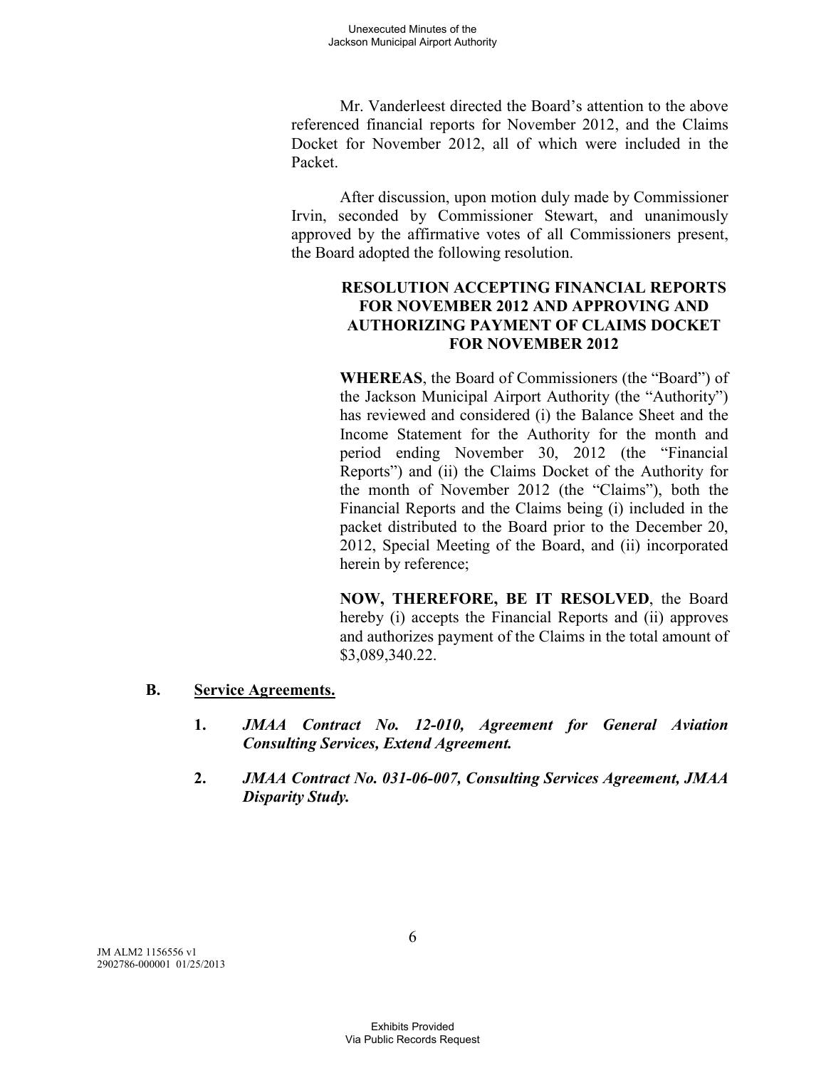Mr. Vanderleest directed the Board's attention to the above referenced financial reports for November 2012, and the Claims Docket for November 2012, all of which were included in the Packet.

After discussion, upon motion duly made by Commissioner Irvin, seconded by Commissioner Stewart, and unanimously approved by the affirmative votes of all Commissioners present, the Board adopted the following resolution.

**RESOLUTION ACCEPTING FINANCIAL REPORTS FOR NOVEMBER 2012 AND APPROVING AND AUTHORIZING PAYMENT OF CLAIMS DOCKET FOR NOVEMBER 2012**

**WHEREAS**, the Board of Commissioners (the "Board") of the Jackson Municipal Airport Authority (the "Authority") has reviewed and considered (i) the Balance Sheet and the Income Statement for the Authority for the month and period ending November 30, 2012 (the "Financial Reports") and (ii) the Claims Docket of the Authority for the month of November 2012 (the "Claims"), both the Financial Reports and the Claims being (i) included in the packet distributed to the Board prior to the December 20, 2012, Special Meeting of the Board, and (ii) incorporated herein by reference;

**NOW, THEREFORE, BE IT RESOLVED**, the Board hereby (i) accepts the Financial Reports and (ii) approves and authorizes payment of the Claims in the total amount of \$3,089,340.22.

**B. Service Agreements.**

1. ***JMAA Contract No. 12-010, Agreement for General Aviation Consulting Services, Extend Agreement.***

2. ***JMAA Contract No. 031-06-007, Consulting Services Agreement, JMAA Disparity Study.***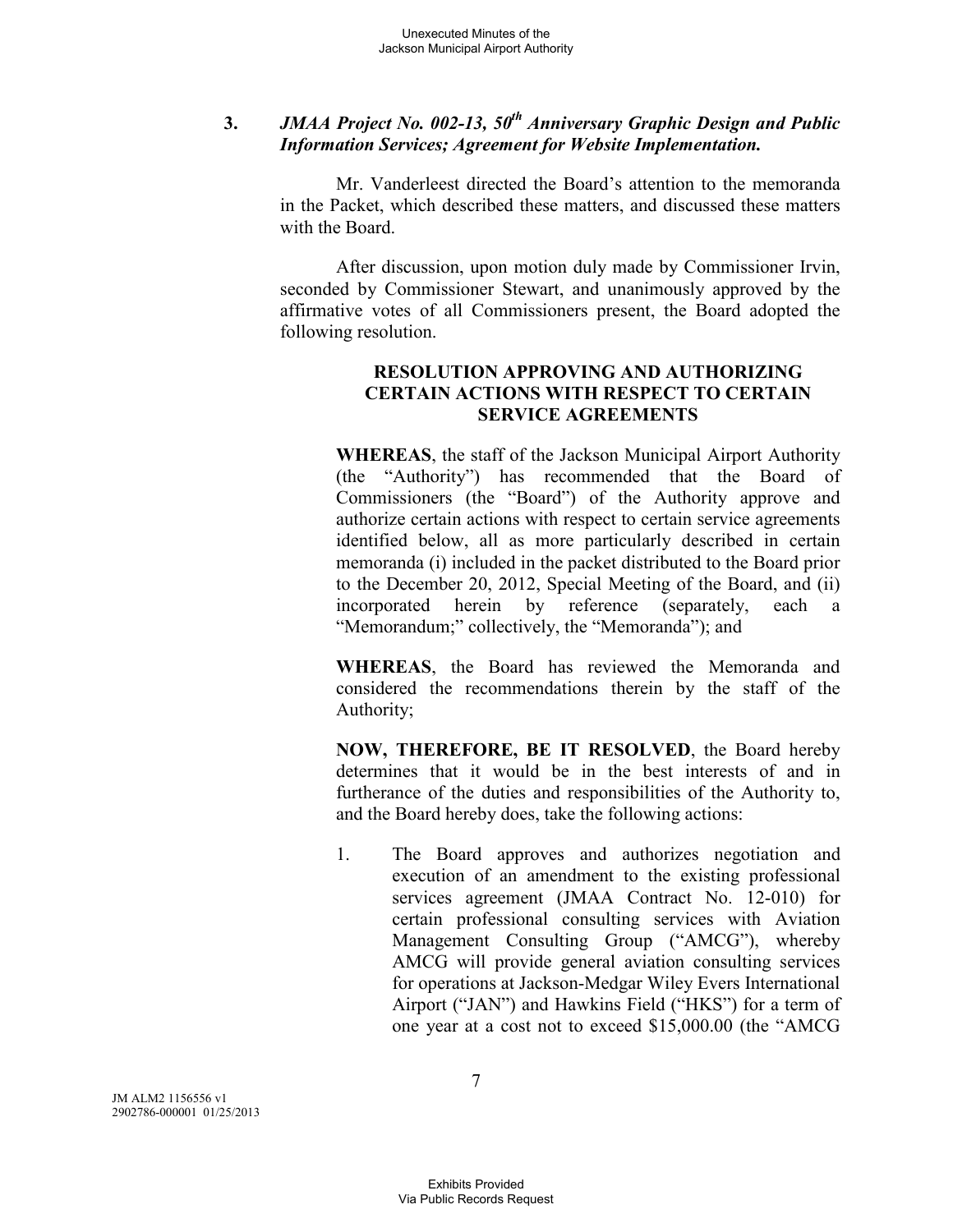**3.** ***JMAA Project No. 002-13, 50th Anniversary Graphic Design and Public Information Services; Agreement for Website Implementation.***

Mr. Vanderleest directed the Board's attention to the memoranda in the Packet, which described these matters, and discussed these matters with the Board.

After discussion, upon motion duly made by Commissioner Irvin, seconded by Commissioner Stewart, and unanimously approved by the affirmative votes of all Commissioners present, the Board adopted the following resolution.

**RESOLUTION APPROVING AND AUTHORIZING CERTAIN ACTIONS WITH RESPECT TO CERTAIN SERVICE AGREEMENTS**

**WHEREAS**, the staff of the Jackson Municipal Airport Authority (the "Authority") has recommended that the Board of Commissioners (the "Board") of the Authority approve and authorize certain actions with respect to certain service agreements identified below, all as more particularly described in certain memoranda (i) included in the packet distributed to the Board prior to the December 20, 2012, Special Meeting of the Board, and (ii) incorporated herein by reference (separately, each a "Memorandum;" collectively, the "Memoranda"); and

**WHEREAS**, the Board has reviewed the Memoranda and considered the recommendations therein by the staff of the Authority;

**NOW, THEREFORE, BE IT RESOLVED**, the Board hereby determines that it would be in the best interests of and in furtherance of the duties and responsibilities of the Authority to, and the Board hereby does, take the following actions:

1. The Board approves and authorizes negotiation and execution of an amendment to the existing professional services agreement (JMAA Contract No. 12-010) for certain professional consulting services with Aviation Management Consulting Group ("AMCG"), whereby AMCG will provide general aviation consulting services for operations at Jackson-Medgar Wiley Evers International Airport ("JAN") and Hawkins Field ("HKS") for a term of one year at a cost not to exceed $15,000.00 (the "AMCG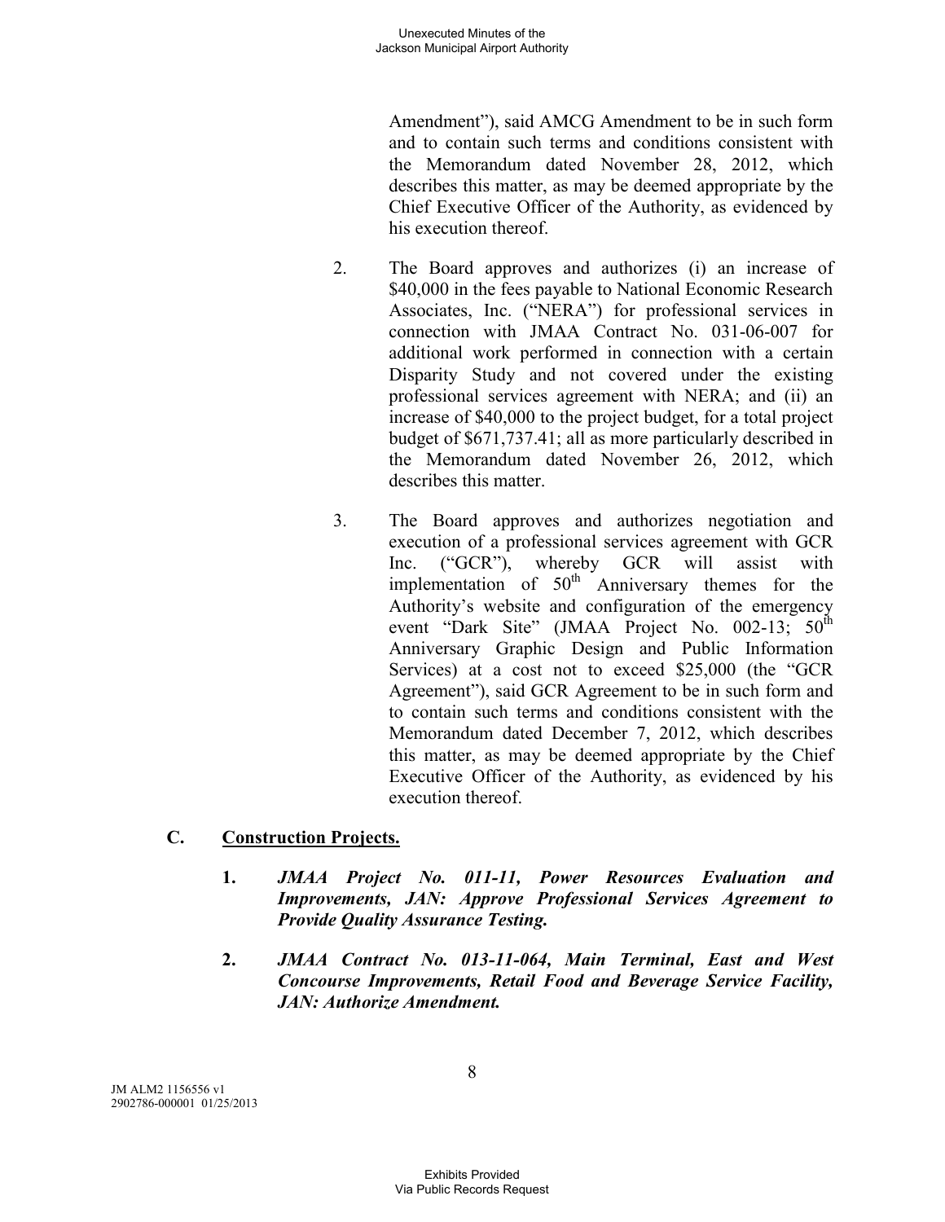Amendment”), said AMCG Amendment to be in such form and to contain such terms and conditions consistent with the Memorandum dated November 28, 2012, which describes this matter, as may be deemed appropriate by the Chief Executive Officer of the Authority, as evidenced by his execution thereof.

2. The Board approves and authorizes (i) an increase of $40,000 in the fees payable to National Economic Research Associates, Inc. (“NERA”) for professional services in connection with JMAA Contract No. 031-06-007 for additional work performed in connection with a certain Disparity Study and not covered under the existing professional services agreement with NERA; and (ii) an increase of $40,000 to the project budget, for a total project budget of $671,737.41; all as more particularly described in the Memorandum dated November 26, 2012, which describes this matter.

3. The Board approves and authorizes negotiation and execution of a professional services agreement with GCR Inc. (“GCR”), whereby GCR will assist with implementation of 50th Anniversary themes for the Authority’s website and configuration of the emergency event “Dark Site” (JMAA Project No. 002-13; 50th Anniversary Graphic Design and Public Information Services) at a cost not to exceed $25,000 (the “GCR Agreement”), said GCR Agreement to be in such form and to contain such terms and conditions consistent with the Memorandum dated December 7, 2012, which describes this matter, as may be deemed appropriate by the Chief Executive Officer of the Authority, as evidenced by his execution thereof.

**C. <u>Construction Projects.</u>**

1. ***JMAA Project No. 011-11, Power Resources Evaluation and Improvements, JAN: Approve Professional Services Agreement to Provide Quality Assurance Testing.***

2. ***JMAA Contract No. 013-11-064, Main Terminal, East and West Concourse Improvements, Retail Food and Beverage Service Facility, JAN: Authorize Amendment.***

JM ALM2 1156556 v1
2902786-000001 01/25/2013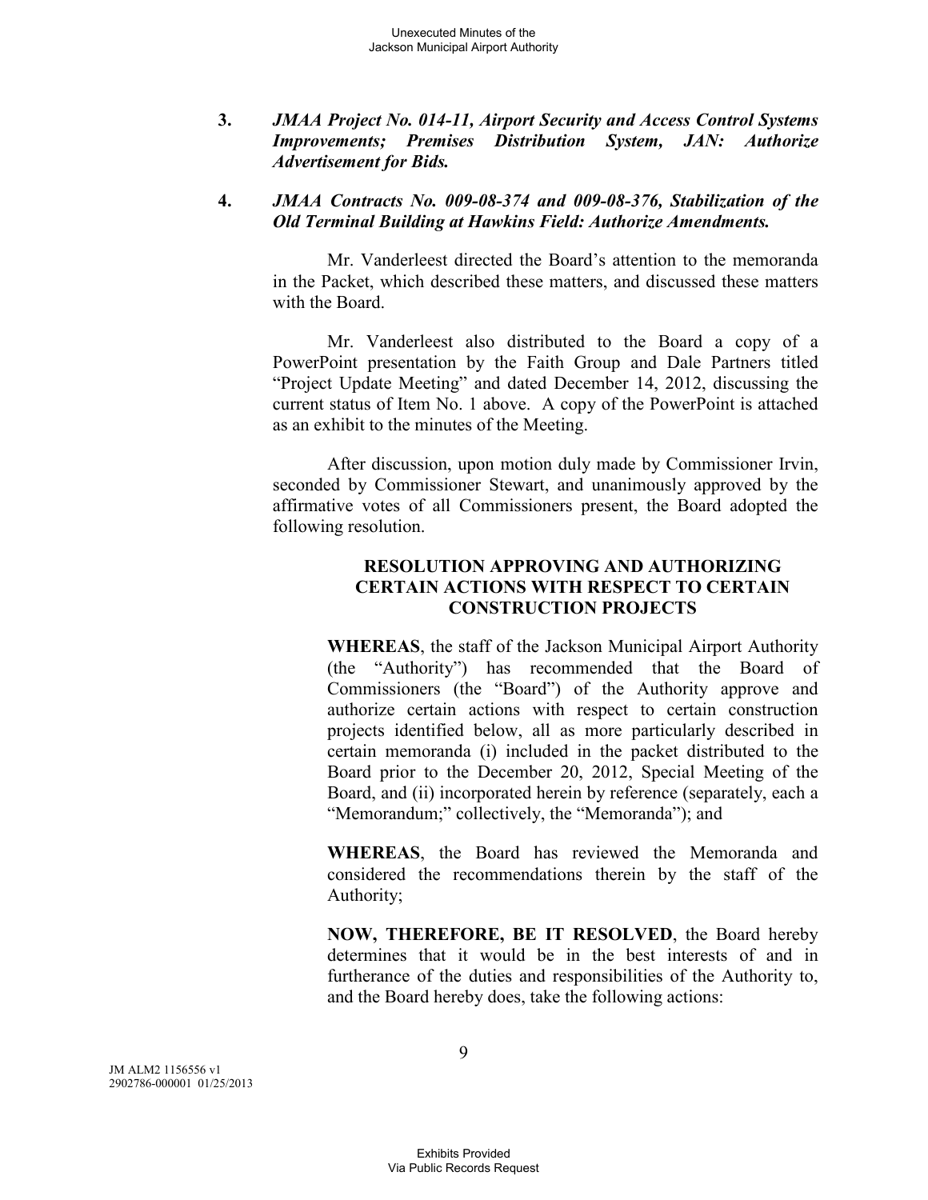3. ***JMAA Project No. 014-11, Airport Security and Access Control Systems Improvements; Premises Distribution System, JAN: Authorize Advertisement for Bids.***

4. ***JMAA Contracts No. 009-08-374 and 009-08-376, Stabilization of the Old Terminal Building at Hawkins Field: Authorize Amendments.***

Mr. Vanderleest directed the Board's attention to the memoranda in the Packet, which described these matters, and discussed these matters with the Board.

Mr. Vanderleest also distributed to the Board a copy of a PowerPoint presentation by the Faith Group and Dale Partners titled "Project Update Meeting" and dated December 14, 2012, discussing the current status of Item No. 1 above. A copy of the PowerPoint is attached as an exhibit to the minutes of the Meeting.

After discussion, upon motion duly made by Commissioner Irvin, seconded by Commissioner Stewart, and unanimously approved by the affirmative votes of all Commissioners present, the Board adopted the following resolution.

**RESOLUTION APPROVING AND AUTHORIZING CERTAIN ACTIONS WITH RESPECT TO CERTAIN CONSTRUCTION PROJECTS**

**WHEREAS**, the staff of the Jackson Municipal Airport Authority (the "Authority") has recommended that the Board of Commissioners (the "Board") of the Authority approve and authorize certain actions with respect to certain construction projects identified below, all as more particularly described in certain memoranda (i) included in the packet distributed to the Board prior to the December 20, 2012, Special Meeting of the Board, and (ii) incorporated herein by reference (separately, each a "Memorandum;" collectively, the "Memoranda"); and

**WHEREAS**, the Board has reviewed the Memoranda and considered the recommendations therein by the staff of the Authority;

**NOW, THEREFORE, BE IT RESOLVED**, the Board hereby determines that it would be in the best interests of and in furtherance of the duties and responsibilities of the Authority to, and the Board hereby does, take the following actions:

JM ALM2 1156556 v1
2902786-000001 01/25/2013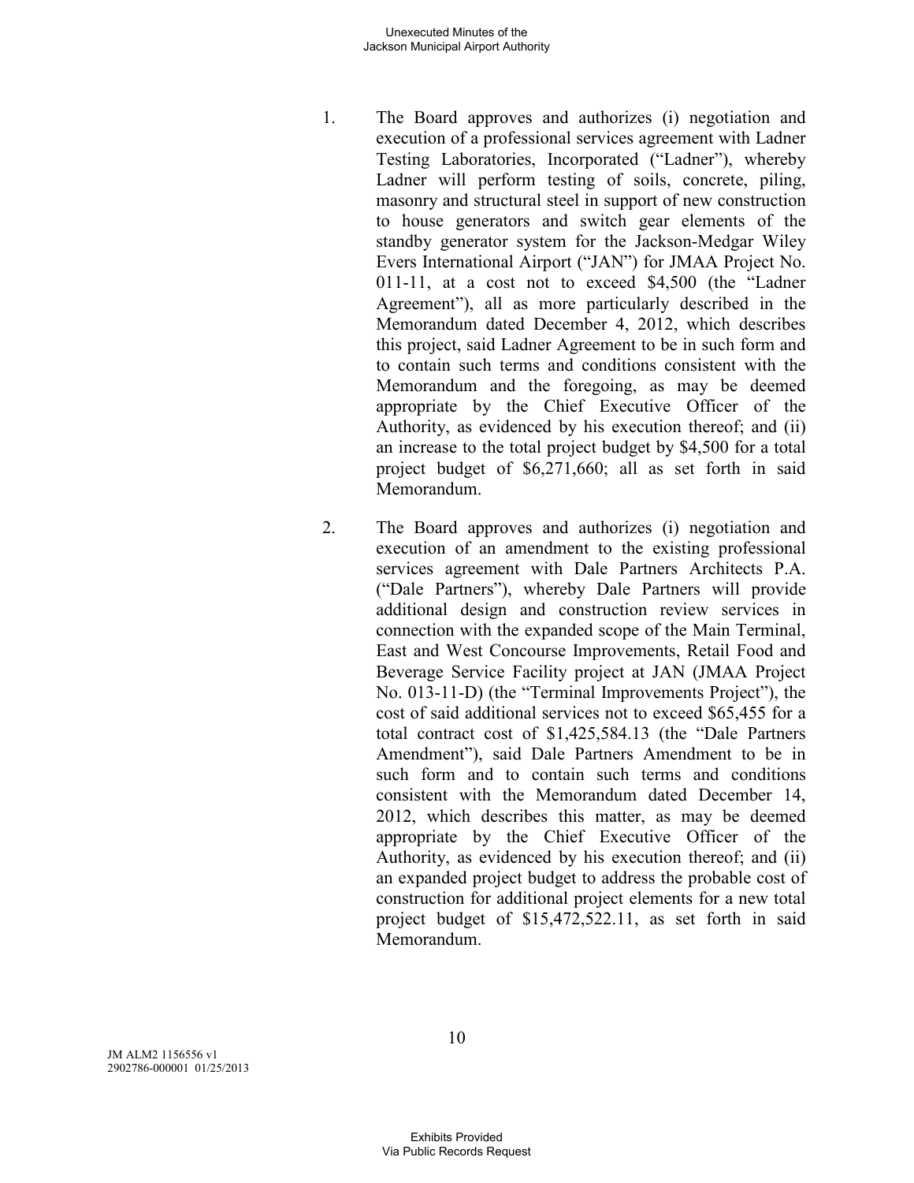1. The Board approves and authorizes (i) negotiation and execution of a professional services agreement with Ladner Testing Laboratories, Incorporated ("Ladner"), whereby Ladner will perform testing of soils, concrete, piling, masonry and structural steel in support of new construction to house generators and switch gear elements of the standby generator system for the Jackson-Medgar Wiley Evers International Airport ("JAN") for JMAA Project No. 011-11, at a cost not to exceed $4,500 (the "Ladner Agreement"), all as more particularly described in the Memorandum dated December 4, 2012, which describes this project, said Ladner Agreement to be in such form and to contain such terms and conditions consistent with the Memorandum and the foregoing, as may be deemed appropriate by the Chief Executive Officer of the Authority, as evidenced by his execution thereof; and (ii) an increase to the total project budget by $4,500 for a total project budget of $6,271,660; all as set forth in said Memorandum.

2. The Board approves and authorizes (i) negotiation and execution of an amendment to the existing professional services agreement with Dale Partners Architects P.A. ("Dale Partners"), whereby Dale Partners will provide additional design and construction review services in connection with the expanded scope of the Main Terminal, East and West Concourse Improvements, Retail Food and Beverage Service Facility project at JAN (JMAA Project No. 013-11-D) (the "Terminal Improvements Project"), the cost of said additional services not to exceed $65,455 for a total contract cost of $1,425,584.13 (the "Dale Partners Amendment"), said Dale Partners Amendment to be in such form and to contain such terms and conditions consistent with the Memorandum dated December 14, 2012, which describes this matter, as may be deemed appropriate by the Chief Executive Officer of the Authority, as evidenced by his execution thereof; and (ii) an expanded project budget to address the probable cost of construction for additional project elements for a new total project budget of $15,472,522.11, as set forth in said Memorandum.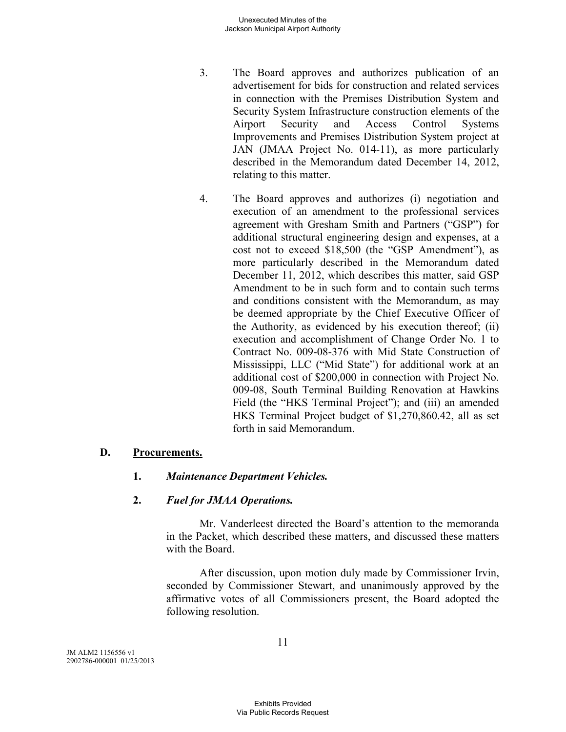3. The Board approves and authorizes publication of an advertisement for bids for construction and related services in connection with the Premises Distribution System and Security System Infrastructure construction elements of the Airport Security and Access Control Systems Improvements and Premises Distribution System project at JAN (JMAA Project No. 014-11), as more particularly described in the Memorandum dated December 14, 2012, relating to this matter.

4. The Board approves and authorizes (i) negotiation and execution of an amendment to the professional services agreement with Gresham Smith and Partners ("GSP") for additional structural engineering design and expenses, at a cost not to exceed $18,500 (the "GSP Amendment"), as more particularly described in the Memorandum dated December 11, 2012, which describes this matter, said GSP Amendment to be in such form and to contain such terms and conditions consistent with the Memorandum, as may be deemed appropriate by the Chief Executive Officer of the Authority, as evidenced by his execution thereof; (ii) execution and accomplishment of Change Order No. 1 to Contract No. 009-08-376 with Mid State Construction of Mississippi, LLC ("Mid State") for additional work at an additional cost of $200,000 in connection with Project No. 009-08, South Terminal Building Renovation at Hawkins Field (the "HKS Terminal Project"); and (iii) an amended HKS Terminal Project budget of $1,270,860.42, all as set forth in said Memorandum.

## D. Procurements.

### 1. *Maintenance Department Vehicles.*

### 2. *Fuel for JMAA Operations.*

Mr. Vanderleest directed the Board's attention to the memoranda in the Packet, which described these matters, and discussed these matters with the Board.

After discussion, upon motion duly made by Commissioner Irvin, seconded by Commissioner Stewart, and unanimously approved by the affirmative votes of all Commissioners present, the Board adopted the following resolution.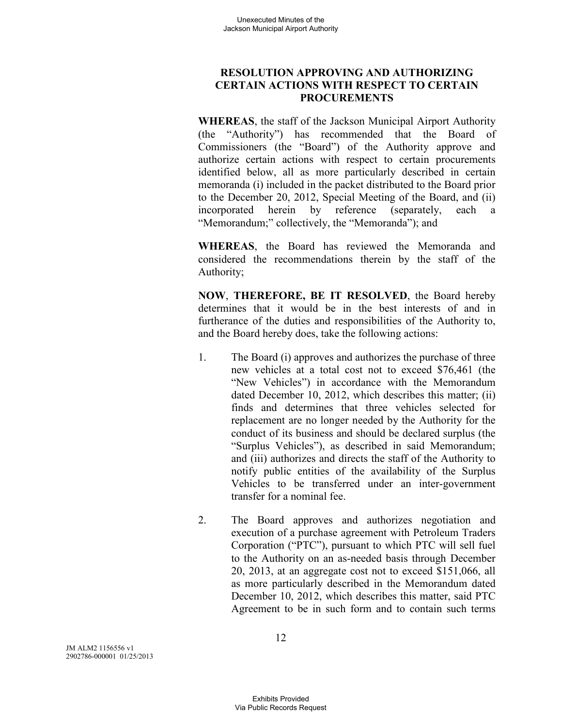**RESOLUTION APPROVING AND AUTHORIZING CERTAIN ACTIONS WITH RESPECT TO CERTAIN PROCUREMENTS**

**WHEREAS**, the staff of the Jackson Municipal Airport Authority (the "Authority") has recommended that the Board of Commissioners (the "Board") of the Authority approve and authorize certain actions with respect to certain procurements identified below, all as more particularly described in certain memoranda (i) included in the packet distributed to the Board prior to the December 20, 2012, Special Meeting of the Board, and (ii) incorporated herein by reference (separately, each a "Memorandum;" collectively, the "Memoranda"); and

**WHEREAS**, the Board has reviewed the Memoranda and considered the recommendations therein by the staff of the Authority;

**NOW**, **THEREFORE, BE IT RESOLVED**, the Board hereby determines that it would be in the best interests of and in furtherance of the duties and responsibilities of the Authority to, and the Board hereby does, take the following actions:

1. The Board (i) approves and authorizes the purchase of three new vehicles at a total cost not to exceed $76,461 (the "New Vehicles") in accordance with the Memorandum dated December 10, 2012, which describes this matter; (ii) finds and determines that three vehicles selected for replacement are no longer needed by the Authority for the conduct of its business and should be declared surplus (the "Surplus Vehicles"), as described in said Memorandum; and (iii) authorizes and directs the staff of the Authority to notify public entities of the availability of the Surplus Vehicles to be transferred under an inter-government transfer for a nominal fee.

2. The Board approves and authorizes negotiation and execution of a purchase agreement with Petroleum Traders Corporation ("PTC"), pursuant to which PTC will sell fuel to the Authority on an as-needed basis through December 20, 2013, at an aggregate cost not to exceed $151,066, all as more particularly described in the Memorandum dated December 10, 2012, which describes this matter, said PTC Agreement to be in such form and to contain such terms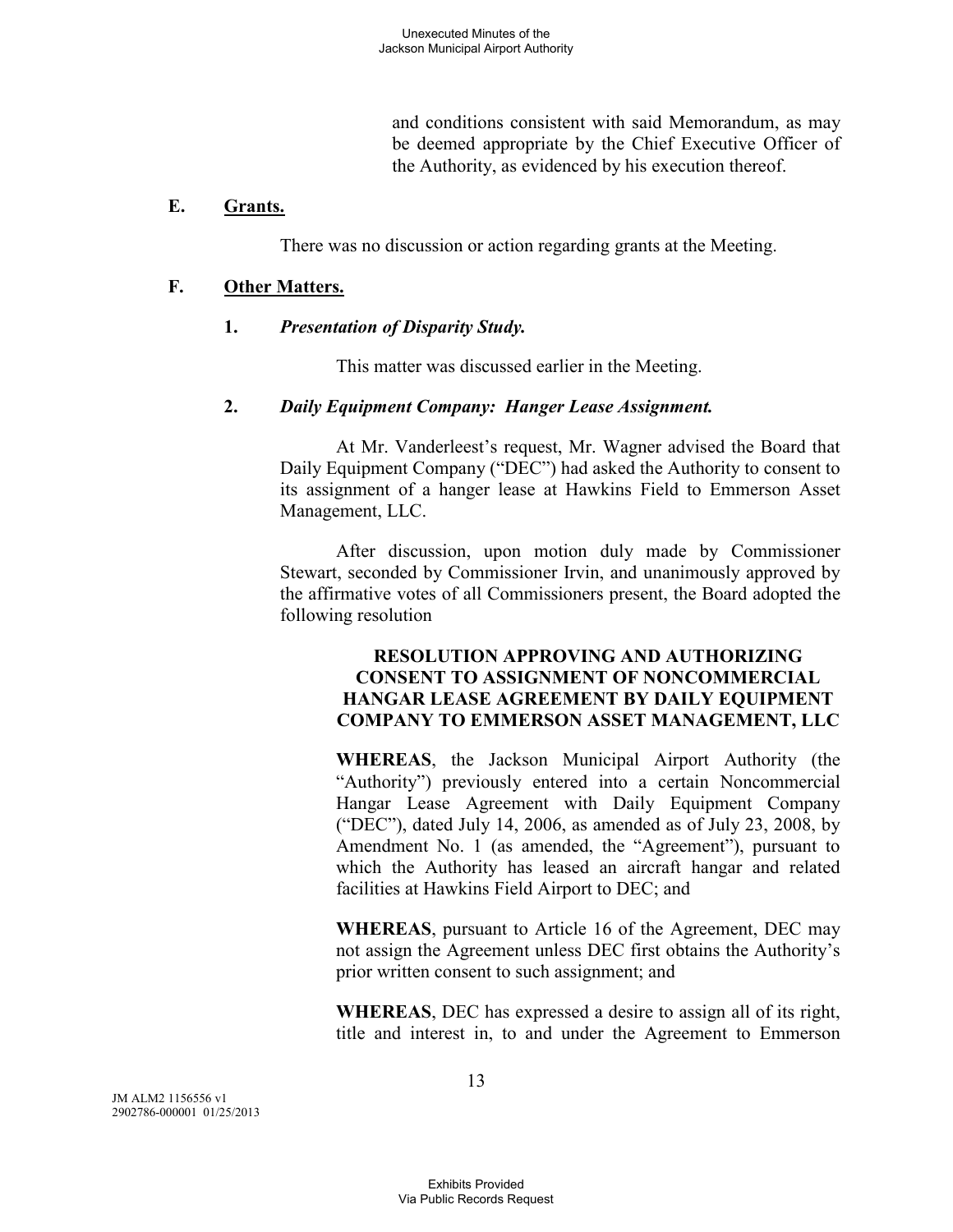and conditions consistent with said Memorandum, as may be deemed appropriate by the Chief Executive Officer of the Authority, as evidenced by his execution thereof.

## E. Grants.

There was no discussion or action regarding grants at the Meeting.

## F. Other Matters.

### 1. *Presentation of Disparity Study.*

This matter was discussed earlier in the Meeting.

### 2. *Daily Equipment Company: Hanger Lease Assignment.*

At Mr. Vanderleest's request, Mr. Wagner advised the Board that Daily Equipment Company ("DEC") had asked the Authority to consent to its assignment of a hanger lease at Hawkins Field to Emmerson Asset Management, LLC.

After discussion, upon motion duly made by Commissioner Stewart, seconded by Commissioner Irvin, and unanimously approved by the affirmative votes of all Commissioners present, the Board adopted the following resolution

**RESOLUTION APPROVING AND AUTHORIZING CONSENT TO ASSIGNMENT OF NONCOMMERCIAL HANGAR LEASE AGREEMENT BY DAILY EQUIPMENT COMPANY TO EMMERSON ASSET MANAGEMENT, LLC**

**WHEREAS**, the Jackson Municipal Airport Authority (the "Authority") previously entered into a certain Noncommercial Hangar Lease Agreement with Daily Equipment Company ("DEC"), dated July 14, 2006, as amended as of July 23, 2008, by Amendment No. 1 (as amended, the "Agreement"), pursuant to which the Authority has leased an aircraft hangar and related facilities at Hawkins Field Airport to DEC; and

**WHEREAS**, pursuant to Article 16 of the Agreement, DEC may not assign the Agreement unless DEC first obtains the Authority's prior written consent to such assignment; and

**WHEREAS**, DEC has expressed a desire to assign all of its right, title and interest in, to and under the Agreement to Emmerson

JM ALM2 1156556 v1
2902786-000001 01/25/2013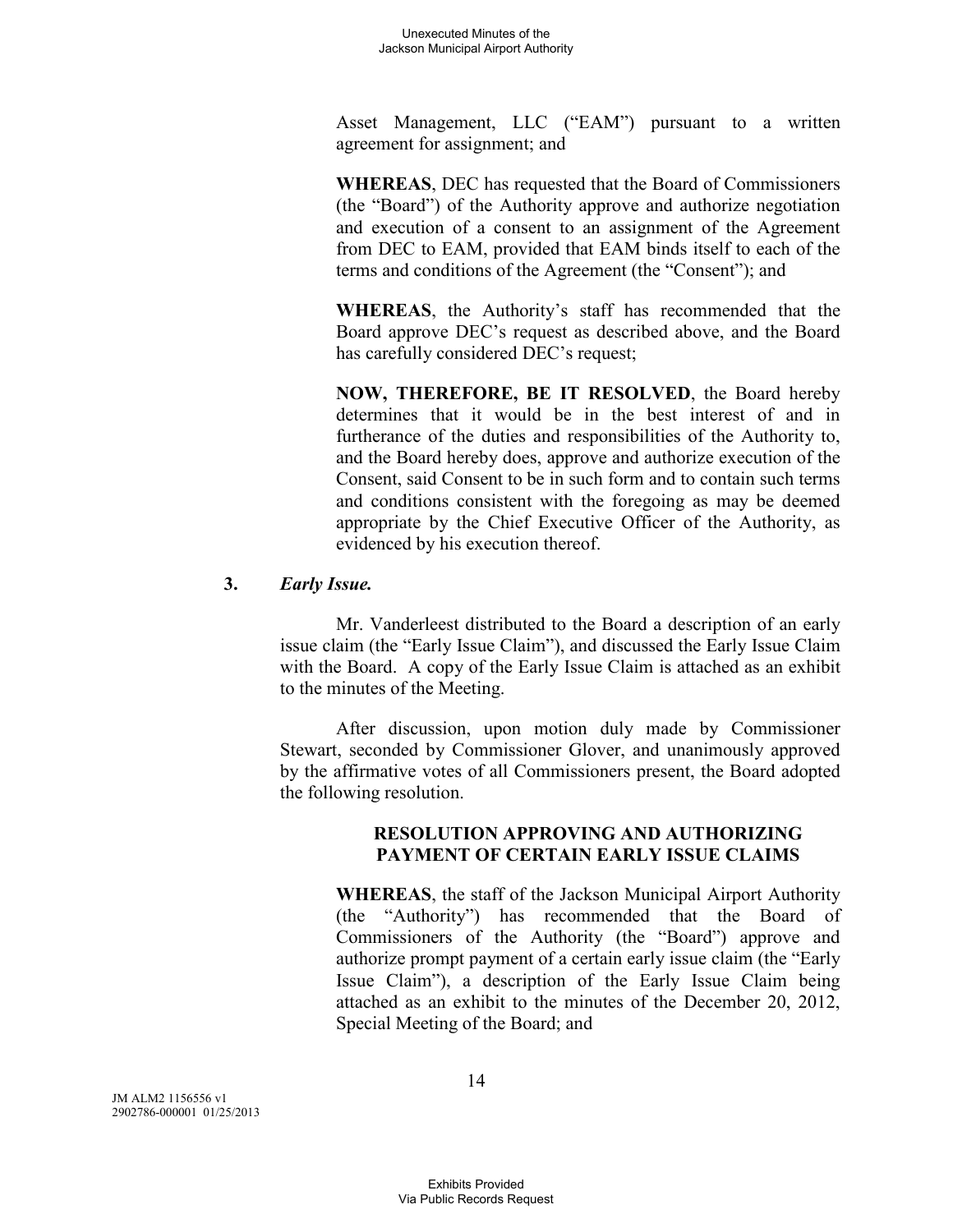Asset Management, LLC ("EAM") pursuant to a written agreement for assignment; and

**WHEREAS**, DEC has requested that the Board of Commissioners (the "Board") of the Authority approve and authorize negotiation and execution of a consent to an assignment of the Agreement from DEC to EAM, provided that EAM binds itself to each of the terms and conditions of the Agreement (the "Consent"); and

**WHEREAS**, the Authority's staff has recommended that the Board approve DEC's request as described above, and the Board has carefully considered DEC's request;

**NOW, THEREFORE, BE IT RESOLVED**, the Board hereby determines that it would be in the best interest of and in furtherance of the duties and responsibilities of the Authority to, and the Board hereby does, approve and authorize execution of the Consent, said Consent to be in such form and to contain such terms and conditions consistent with the foregoing as may be deemed appropriate by the Chief Executive Officer of the Authority, as evidenced by his execution thereof.

**3.** ***Early Issue.***

Mr. Vanderleest distributed to the Board a description of an early issue claim (the "Early Issue Claim"), and discussed the Early Issue Claim with the Board. A copy of the Early Issue Claim is attached as an exhibit to the minutes of the Meeting.

After discussion, upon motion duly made by Commissioner Stewart, seconded by Commissioner Glover, and unanimously approved by the affirmative votes of all Commissioners present, the Board adopted the following resolution.

**RESOLUTION APPROVING AND AUTHORIZING PAYMENT OF CERTAIN EARLY ISSUE CLAIMS**

**WHEREAS**, the staff of the Jackson Municipal Airport Authority (the "Authority") has recommended that the Board of Commissioners of the Authority (the "Board") approve and authorize prompt payment of a certain early issue claim (the "Early Issue Claim"), a description of the Early Issue Claim being attached as an exhibit to the minutes of the December 20, 2012, Special Meeting of the Board; and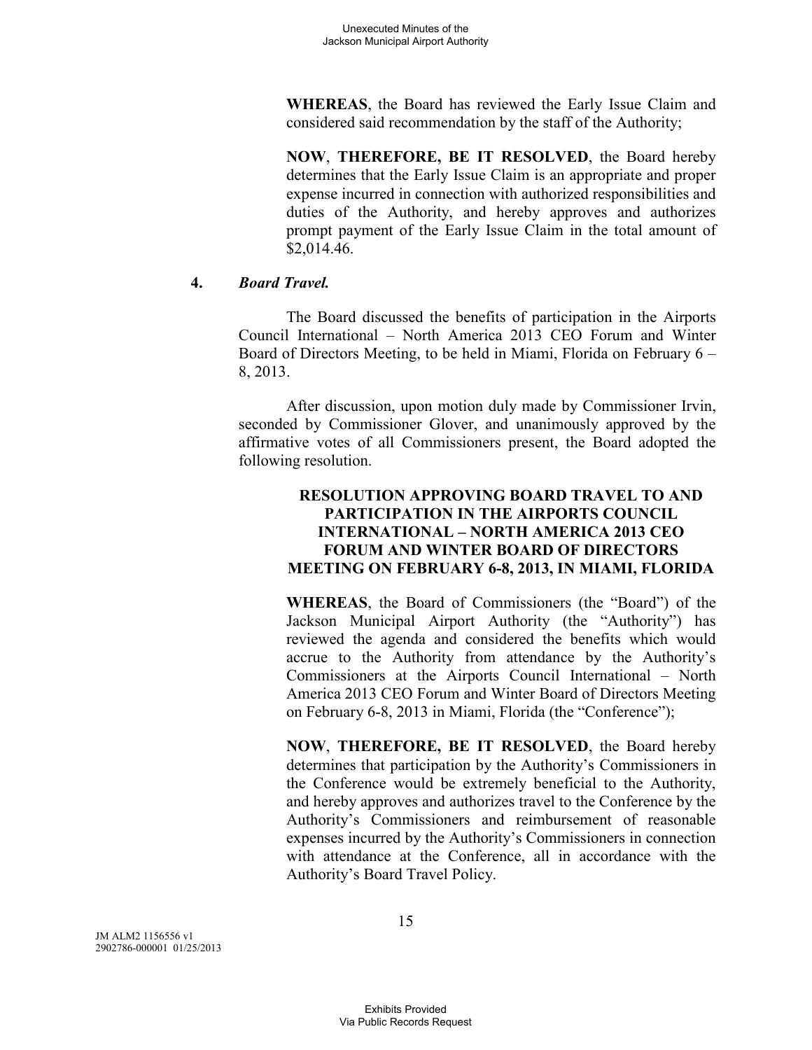**WHEREAS**, the Board has reviewed the Early Issue Claim and considered said recommendation by the staff of the Authority;

**NOW**, **THEREFORE, BE IT RESOLVED**, the Board hereby determines that the Early Issue Claim is an appropriate and proper expense incurred in connection with authorized responsibilities and duties of the Authority, and hereby approves and authorizes prompt payment of the Early Issue Claim in the total amount of $2,014.46.

**4.** ***Board Travel.***

The Board discussed the benefits of participation in the Airports Council International – North America 2013 CEO Forum and Winter Board of Directors Meeting, to be held in Miami, Florida on February 6 – 8, 2013.

After discussion, upon motion duly made by Commissioner Irvin, seconded by Commissioner Glover, and unanimously approved by the affirmative votes of all Commissioners present, the Board adopted the following resolution.

**RESOLUTION APPROVING BOARD TRAVEL TO AND PARTICIPATION IN THE AIRPORTS COUNCIL INTERNATIONAL – NORTH AMERICA 2013 CEO FORUM AND WINTER BOARD OF DIRECTORS MEETING ON FEBRUARY 6-8, 2013, IN MIAMI, FLORIDA**

**WHEREAS**, the Board of Commissioners (the "Board") of the Jackson Municipal Airport Authority (the "Authority") has reviewed the agenda and considered the benefits which would accrue to the Authority from attendance by the Authority's Commissioners at the Airports Council International – North America 2013 CEO Forum and Winter Board of Directors Meeting on February 6-8, 2013 in Miami, Florida (the "Conference");

**NOW**, **THEREFORE, BE IT RESOLVED**, the Board hereby determines that participation by the Authority's Commissioners in the Conference would be extremely beneficial to the Authority, and hereby approves and authorizes travel to the Conference by the Authority's Commissioners and reimbursement of reasonable expenses incurred by the Authority's Commissioners in connection with attendance at the Conference, all in accordance with the Authority's Board Travel Policy.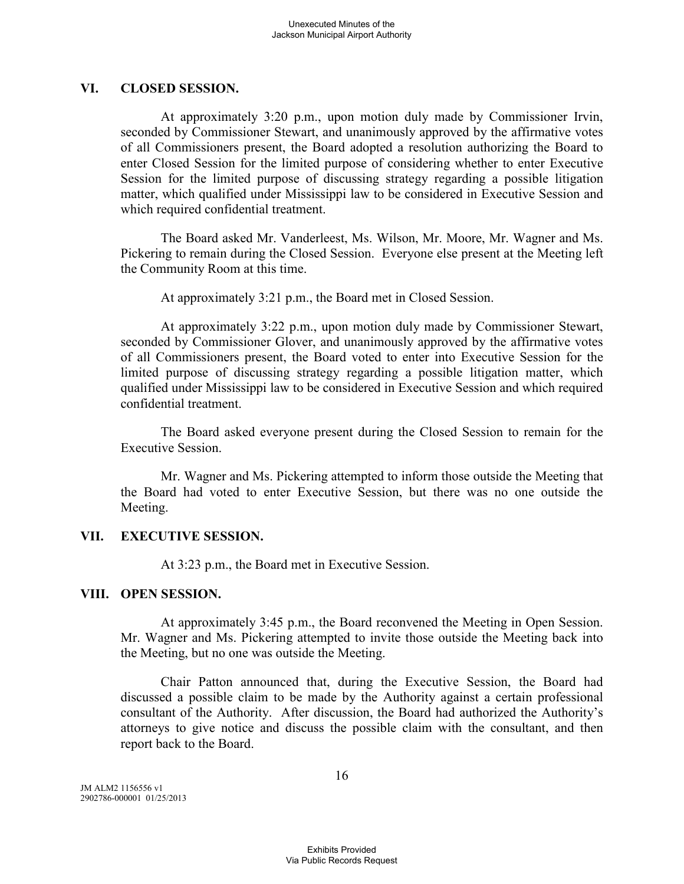## VI. CLOSED SESSION.

At approximately 3:20 p.m., upon motion duly made by Commissioner Irvin, seconded by Commissioner Stewart, and unanimously approved by the affirmative votes of all Commissioners present, the Board adopted a resolution authorizing the Board to enter Closed Session for the limited purpose of considering whether to enter Executive Session for the limited purpose of discussing strategy regarding a possible litigation matter, which qualified under Mississippi law to be considered in Executive Session and which required confidential treatment.

The Board asked Mr. Vanderleest, Ms. Wilson, Mr. Moore, Mr. Wagner and Ms. Pickering to remain during the Closed Session. Everyone else present at the Meeting left the Community Room at this time.

At approximately 3:21 p.m., the Board met in Closed Session.

At approximately 3:22 p.m., upon motion duly made by Commissioner Stewart, seconded by Commissioner Glover, and unanimously approved by the affirmative votes of all Commissioners present, the Board voted to enter into Executive Session for the limited purpose of discussing strategy regarding a possible litigation matter, which qualified under Mississippi law to be considered in Executive Session and which required confidential treatment.

The Board asked everyone present during the Closed Session to remain for the Executive Session.

Mr. Wagner and Ms. Pickering attempted to inform those outside the Meeting that the Board had voted to enter Executive Session, but there was no one outside the Meeting.

## VII. EXECUTIVE SESSION.

At 3:23 p.m., the Board met in Executive Session.

## VIII. OPEN SESSION.

At approximately 3:45 p.m., the Board reconvened the Meeting in Open Session. Mr. Wagner and Ms. Pickering attempted to invite those outside the Meeting back into the Meeting, but no one was outside the Meeting.

Chair Patton announced that, during the Executive Session, the Board had discussed a possible claim to be made by the Authority against a certain professional consultant of the Authority. After discussion, the Board had authorized the Authority's attorneys to give notice and discuss the possible claim with the consultant, and then report back to the Board.

JM ALM2 1156556 v1
2902786-000001 01/25/2013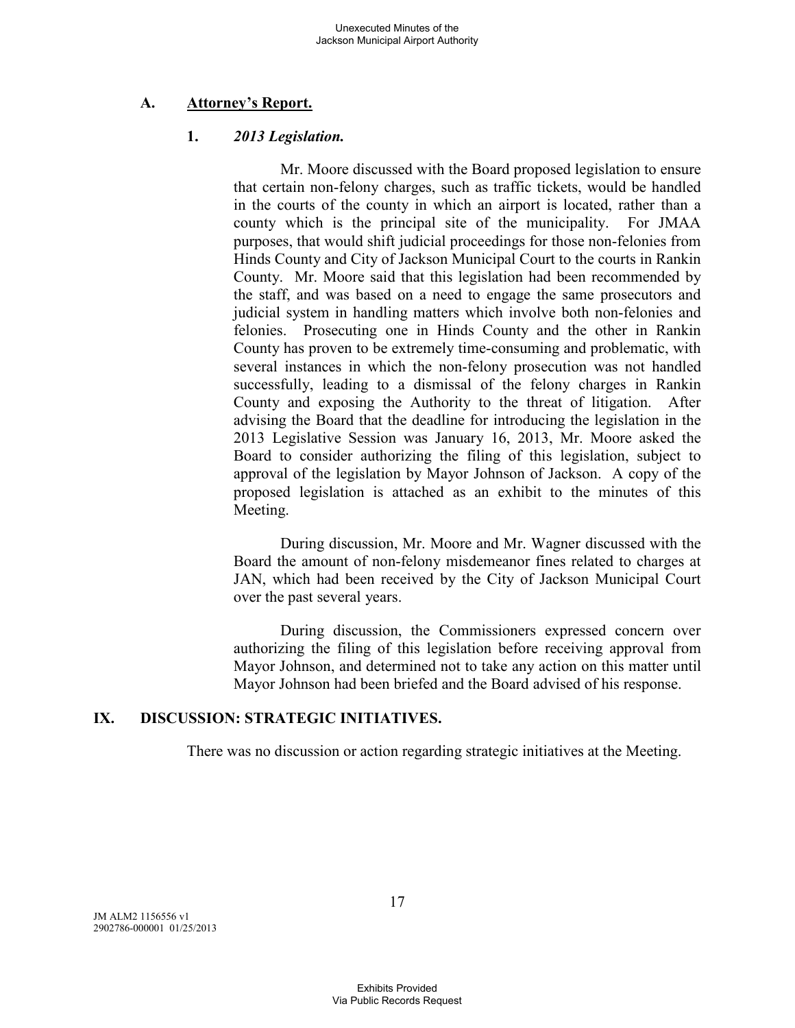## A. Attorney's Report.

### 1. *2013 Legislation.*

Mr. Moore discussed with the Board proposed legislation to ensure that certain non-felony charges, such as traffic tickets, would be handled in the courts of the county in which an airport is located, rather than a county which is the principal site of the municipality. For JMAA purposes, that would shift judicial proceedings for those non-felonies from Hinds County and City of Jackson Municipal Court to the courts in Rankin County. Mr. Moore said that this legislation had been recommended by the staff, and was based on a need to engage the same prosecutors and judicial system in handling matters which involve both non-felonies and felonies. Prosecuting one in Hinds County and the other in Rankin County has proven to be extremely time-consuming and problematic, with several instances in which the non-felony prosecution was not handled successfully, leading to a dismissal of the felony charges in Rankin County and exposing the Authority to the threat of litigation. After advising the Board that the deadline for introducing the legislation in the 2013 Legislative Session was January 16, 2013, Mr. Moore asked the Board to consider authorizing the filing of this legislation, subject to approval of the legislation by Mayor Johnson of Jackson. A copy of the proposed legislation is attached as an exhibit to the minutes of this Meeting.

During discussion, Mr. Moore and Mr. Wagner discussed with the Board the amount of non-felony misdemeanor fines related to charges at JAN, which had been received by the City of Jackson Municipal Court over the past several years.

During discussion, the Commissioners expressed concern over authorizing the filing of this legislation before receiving approval from Mayor Johnson, and determined not to take any action on this matter until Mayor Johnson had been briefed and the Board advised of his response.

## IX. DISCUSSION: STRATEGIC INITIATIVES.

There was no discussion or action regarding strategic initiatives at the Meeting.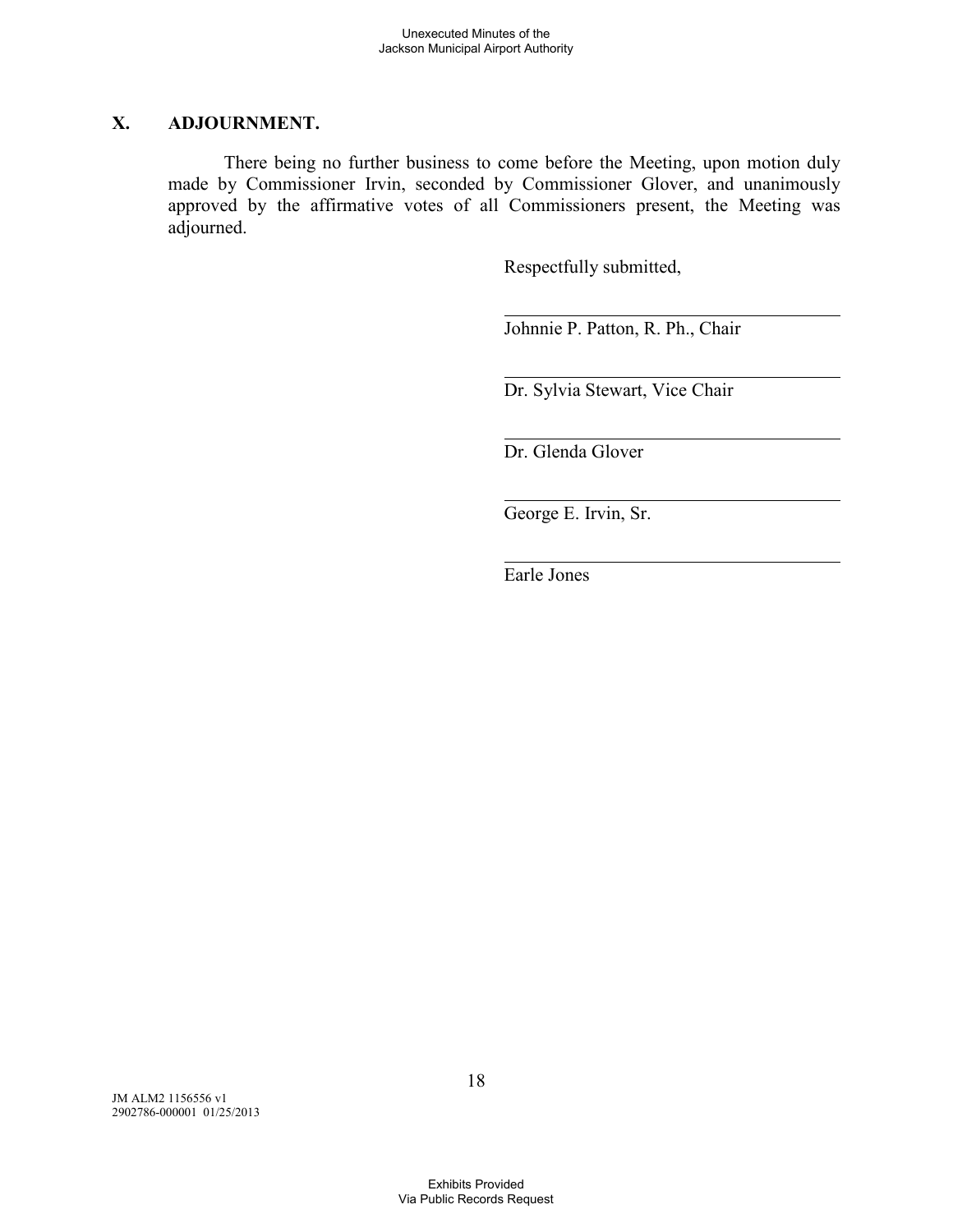## X. ADJOURNMENT.

There being no further business to come before the Meeting, upon motion duly made by Commissioner Irvin, seconded by Commissioner Glover, and unanimously approved by the affirmative votes of all Commissioners present, the Meeting was adjourned.

Respectfully submitted,

\_\_\_\_\_\_\_\_\_\_\_\_\_\_\_\_\_\_\_\_\_\_\_\_\_\_\_\_\_\_\_\_\_\_\_\_\_\_
Johnnie P. Patton, R. Ph., Chair

\_\_\_\_\_\_\_\_\_\_\_\_\_\_\_\_\_\_\_\_\_\_\_\_\_\_\_\_\_\_\_\_\_\_\_\_\_\_
Dr. Sylvia Stewart, Vice Chair

\_\_\_\_\_\_\_\_\_\_\_\_\_\_\_\_\_\_\_\_\_\_\_\_\_\_\_\_\_\_\_\_\_\_\_\_\_\_
Dr. Glenda Glover

\_\_\_\_\_\_\_\_\_\_\_\_\_\_\_\_\_\_\_\_\_\_\_\_\_\_\_\_\_\_\_\_\_\_\_\_\_\_
George E. Irvin, Sr.

\_\_\_\_\_\_\_\_\_\_\_\_\_\_\_\_\_\_\_\_\_\_\_\_\_\_\_\_\_\_\_\_\_\_\_\_\_\_
Earle Jones

JM ALM2 1156556 v1
2902786-000001 01/25/2013

Exhibits Provided
Via Public Records Request